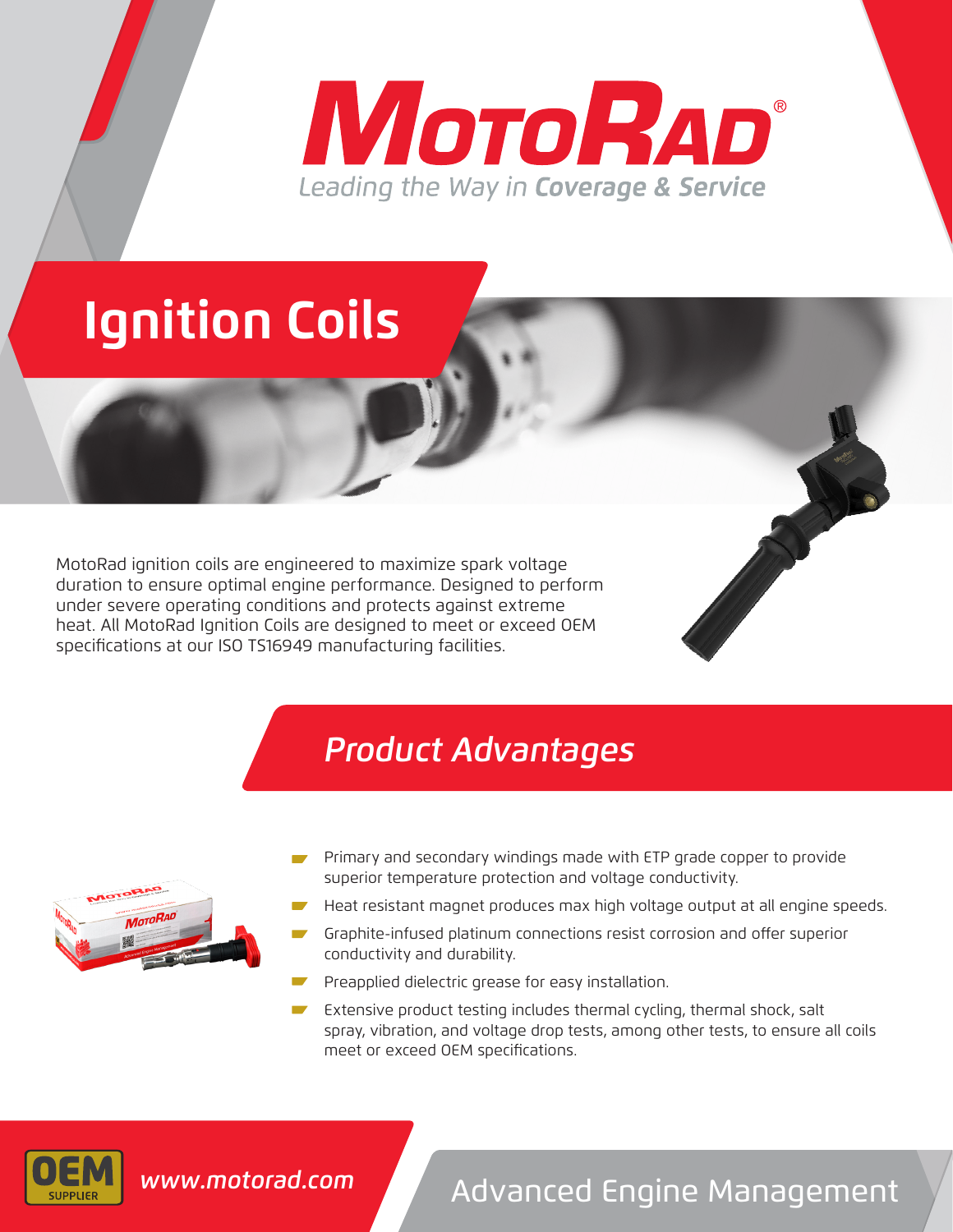# MotoRad®

*Leading the Way in **Coverage & Service***

# Ignition Coils

MotoRad ignition coils are engineered to maximize spark voltage duration to ensure optimal engine performance. Designed to perform under severe operating conditions and protects against extreme heat. All MotoRad Ignition Coils are designed to meet or exceed OEM specifications at our ISO TS16949 manufacturing facilities.

## *Product Advantages*

- Primary and secondary windings made with ETP grade copper to provide superior temperature protection and voltage conductivity.
- Heat resistant magnet produces max high voltage output at all engine speeds.
- Graphite-infused platinum connections resist corrosion and offer superior conductivity and durability.
- Preapplied dielectric grease for easy installation.
- Extensive product testing includes thermal cycling, thermal shock, salt spray, vibration, and voltage drop tests, among other tests, to ensure all coils meet or exceed OEM specifications.

OEM SUPPLIER

*www.motorad.com*

Advanced Engine Management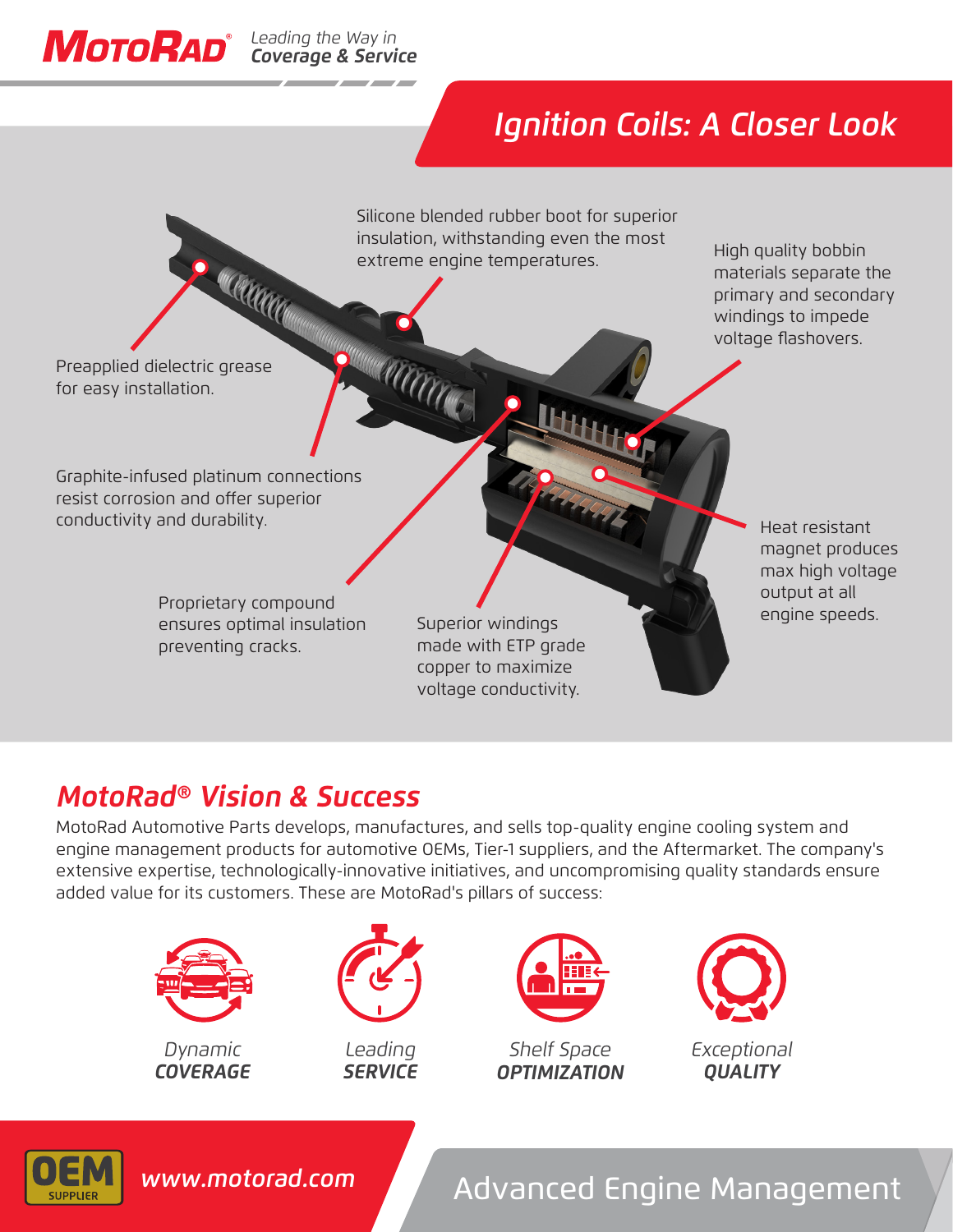MotoRad® *Leading the Way in* ***Coverage & Service***

## *Ignition Coils: A Closer Look*

Silicone blended rubber boot for superior insulation, withstanding even the most extreme engine temperatures.

High quality bobbin materials separate the primary and secondary windings to impede voltage flashovers.

Preapplied dielectric grease for easy installation.

Graphite-infused platinum connections resist corrosion and offer superior conductivity and durability.

Heat resistant magnet produces max high voltage output at all engine speeds.

Proprietary compound ensures optimal insulation preventing cracks.

Superior windings made with ETP grade copper to maximize voltage conductivity.

## *MotoRad® Vision & Success*

MotoRad Automotive Parts develops, manufactures, and sells top-quality engine cooling system and engine management products for automotive OEMs, Tier-1 suppliers, and the Aftermarket. The company's extensive expertise, technologically-innovative initiatives, and uncompromising quality standards ensure added value for its customers. These are MotoRad's pillars of success:

*Dynamic* ***COVERAGE***

*Leading* ***SERVICE***

*Shelf Space* ***OPTIMIZATION***

*Exceptional* ***QUALITY***

OEM SUPPLIER

*www.motorad.com*

Advanced Engine Management